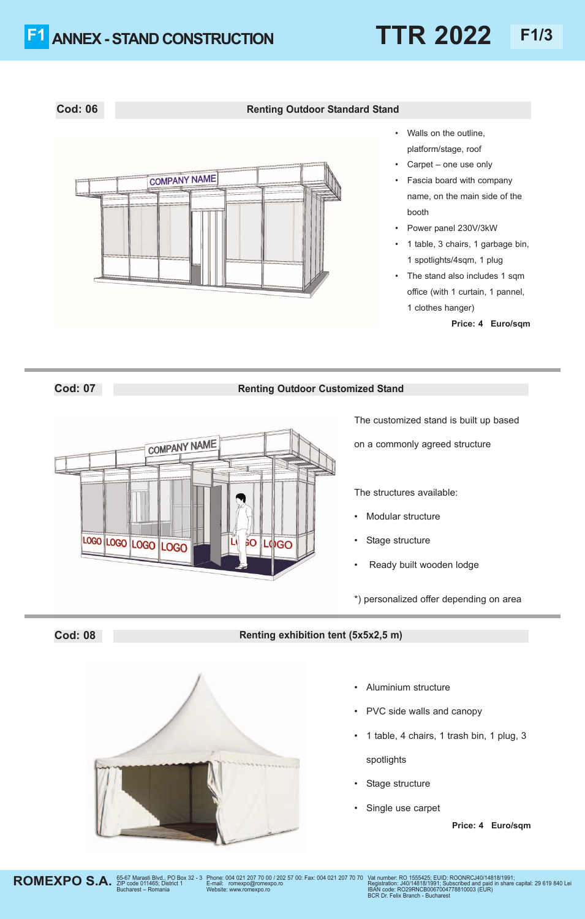# F1 ANNEX - STAND CONSTRUCTION

## TTR 2022 — F1/3

### Cod: 06 — Renting Outdoor Standard Stand

- Walls on the outline, platform/stage, roof
- Carpet – one use only
- Fascia board with company name, on the main side of the booth
- Power panel 230V/3kW
- 1 table, 3 chairs, 1 garbage bin, 1 spotlights/4sqm, 1 plug
- The stand also includes 1 sqm office (with 1 curtain, 1 pannel, 1 clothes hanger)

**Price: 4 Euro/sqm**

### Cod: 07 — Renting Outdoor Customized Stand

The customized stand is built up based on a commonly agreed structure

The structures available:

- Modular structure
- Stage structure
- Ready built wooden lodge

*) personalized offer depending on area

### Cod: 08 — Renting exhibition tent (5x5x2,5 m)

- Aluminium structure
- PVC side walls and canopy
- 1 table, 4 chairs, 1 trash bin, 1 plug, 3 spotlights
- Stage structure
- Single use carpet

**Price: 4 Euro/sqm**

**ROMEXPO S.A.** 65-67 Marasti Blvd., PO Box 32 - 3 ZIP code 011465; District 1 Bucharest – Romania | Phone: 004 021 207 70 00 / 202 57 00: Fax: 004 021 207 70 70 E-mail: romexpo@romexpo.ro Website: www.romexpo.ro | Vat number: RO 1555425; EUID: ROONRCJ40/14818/1991; Registration: J40/14818/1991; Subscribed and paid in share capital: 29 619 840 Lei IBAN code: RO29RNCB0067004778810003 (EUR) BCR Dr. Felix Branch - Bucharest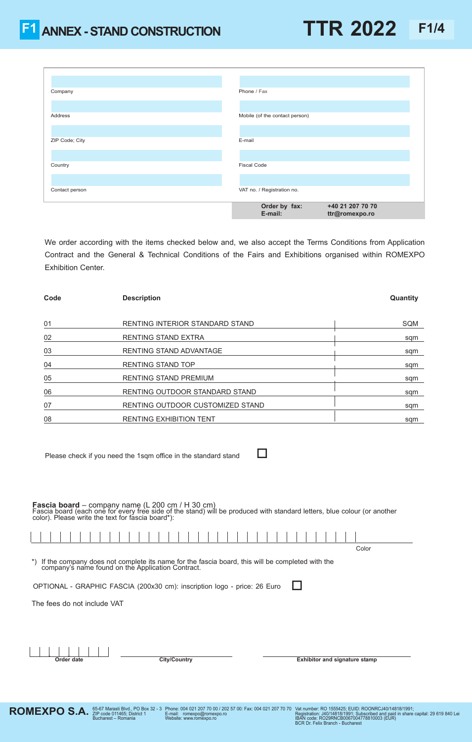# F1 ANNEX - STAND CONSTRUCTION

**TTR 2022** **F1/4**

| | |
|---|---|
| Company | Phone / Fax |
| Address | Mobile (of the contact person) |
| ZIP Code; City | E-mail |
| Country | Fiscal Code |
| Contact person | VAT no. / Registration no. |

**Order by fax:** **+40 21 207 70 70**
**E-mail:** **ttr@romexpo.ro**

We order according with the items checked below and, we also accept the Terms Conditions from Application Contract and the General & Technical Conditions of the Fairs and Exhibitions organised within ROMEXPO Exhibition Center.

| Code | Description | Quantity |
|---|---|---|
| 01 | RENTING INTERIOR STANDARD STAND | SQM |
| 02 | RENTING STAND EXTRA | sqm |
| 03 | RENTING STAND ADVANTAGE | sqm |
| 04 | RENTING STAND TOP | sqm |
| 05 | RENTING STAND PREMIUM | sqm |
| 06 | RENTING OUTDOOR STANDARD STAND | sqm |
| 07 | RENTING OUTDOOR CUSTOMIZED STAND | sqm |
| 08 | RENTING EXHIBITION TENT | sqm |

Please check if you need the 1sqm office in the standard stand ☐

**Fascia board** – company name (L 200 cm / H 30 cm)
Fascia board (each one for every free side of the stand) will be produced with standard letters, blue colour (or another color). Please write the text for fascia board*):

Color

*) If the company does not complete its name for the fascia board, this will be completed with the company's name found on the Application Contract.

OPTIONAL - GRAPHIC FASCIA (200x30 cm): inscription logo - price: 26 Euro ☐

The fees do not include VAT

**Order date** **City/Country** **Exhibitor and signature stamp**

**ROMEXPO S.A.** 65-67 Marasti Blvd., PO Box 32 - 3 ZIP code 011465; District 1 Bucharest – Romania Phone: 004 021 207 70 00 / 202 57 00: Fax: 004 021 207 70 70 E-mail: romexpo@romexpo.ro Website: www.romexpo.ro Vat number: RO 1555425; EUID: ROONRCJ40/14818/1991; Registration: J40/14818/1991; Subscribed and paid in share capital: 29 619 840 Lei IBAN code: RO29RNCB0067004778810003 (EUR) BCR Dr. Felix Branch - Bucharest